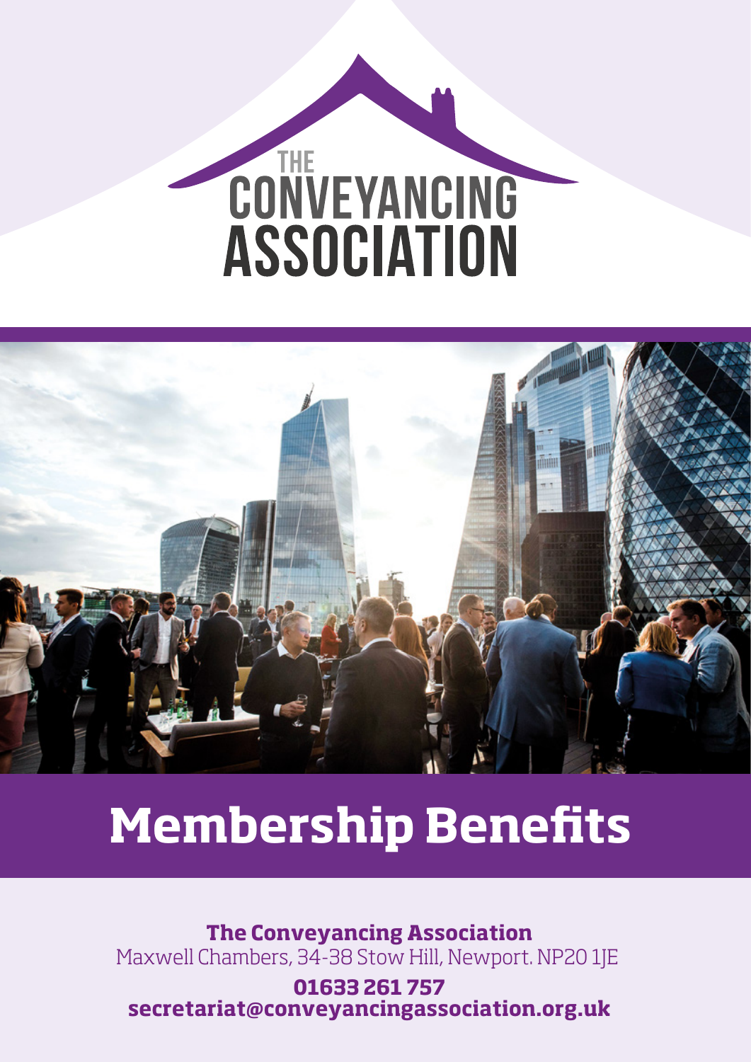# THE CONVEYANCING ASSOCIATION

# Membership Benefits

**The Conveyancing Association**
Maxwell Chambers, 34-38 Stow Hill, Newport. NP20 1JE

**01633 261 757**
**secretariat@conveyancingassociation.org.uk**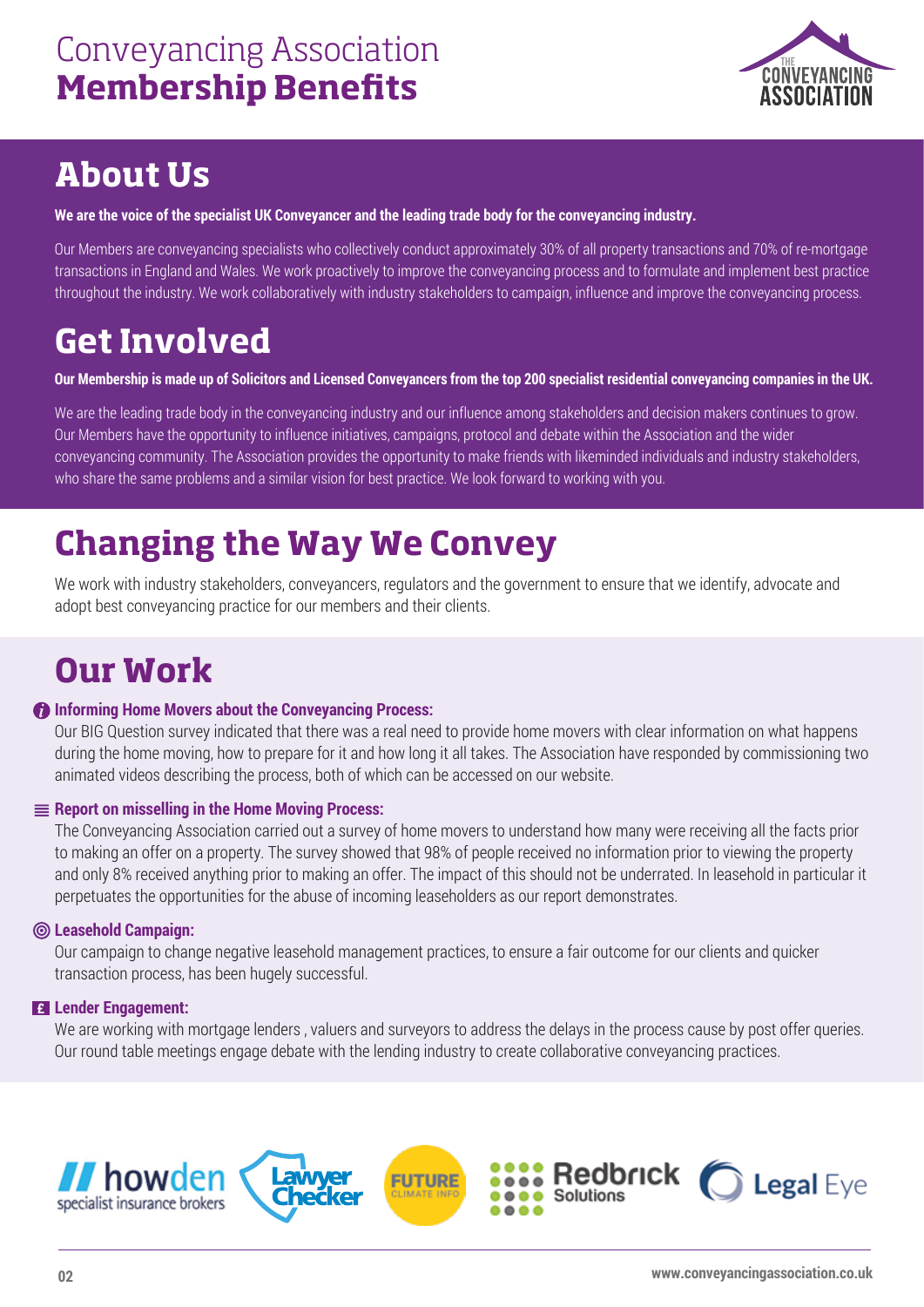# Conveyancing Association **Membership Benefits**

## About Us

**We are the voice of the specialist UK Conveyancer and the leading trade body for the conveyancing industry.**

Our Members are conveyancing specialists who collectively conduct approximately 30% of all property transactions and 70% of re-mortgage transactions in England and Wales. We work proactively to improve the conveyancing process and to formulate and implement best practice throughout the industry. We work collaboratively with industry stakeholders to campaign, influence and improve the conveyancing process.

## Get Involved

**Our Membership is made up of Solicitors and Licensed Conveyancers from the top 200 specialist residential conveyancing companies in the UK.**

We are the leading trade body in the conveyancing industry and our influence among stakeholders and decision makers continues to grow. Our Members have the opportunity to influence initiatives, campaigns, protocol and debate within the Association and the wider conveyancing community. The Association provides the opportunity to make friends with likeminded individuals and industry stakeholders, who share the same problems and a similar vision for best practice. We look forward to working with you.

## Changing the Way We Convey

We work with industry stakeholders, conveyancers, regulators and the government to ensure that we identify, advocate and adopt best conveyancing practice for our members and their clients.

## Our Work

**Informing Home Movers about the Conveyancing Process:**
Our BIG Question survey indicated that there was a real need to provide home movers with clear information on what happens during the home moving, how to prepare for it and how long it all takes. The Association have responded by commissioning two animated videos describing the process, both of which can be accessed on our website.

**Report on misselling in the Home Moving Process:**
The Conveyancing Association carried out a survey of home movers to understand how many were receiving all the facts prior to making an offer on a property. The survey showed that 98% of people received no information prior to viewing the property and only 8% received anything prior to making an offer. The impact of this should not be underrated. In leasehold in particular it perpetuates the opportunities for the abuse of incoming leaseholders as our report demonstrates.

**Leasehold Campaign:**
Our campaign to change negative leasehold management practices, to ensure a fair outcome for our clients and quicker transaction process, has been hugely successful.

**Lender Engagement:**
We are working with mortgage lenders , valuers and surveyors to address the delays in the process cause by post offer queries. Our round table meetings engage debate with the lending industry to create collaborative conveyancing practices.

howden specialist insurance brokers | Lawyer Checker | FUTURE CLIMATE INFO | Redbrick Solutions | Legal Eye

www.conveyancingassociation.co.uk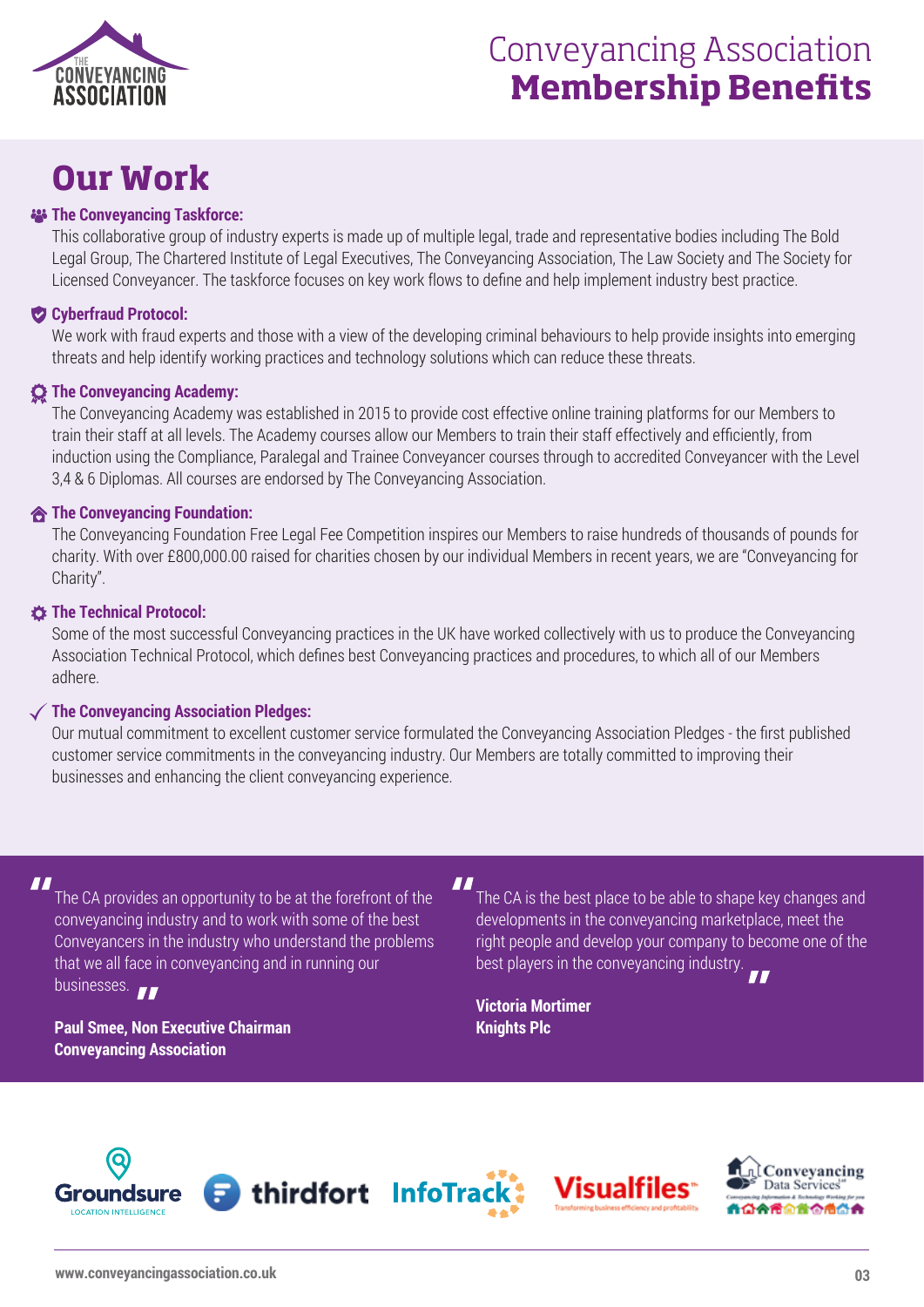# Conveyancing Association Membership Benefits

## Our Work

**The Conveyancing Taskforce:**

This collaborative group of industry experts is made up of multiple legal, trade and representative bodies including The Bold Legal Group, The Chartered Institute of Legal Executives, The Conveyancing Association, The Law Society and The Society for Licensed Conveyancer. The taskforce focuses on key work flows to define and help implement industry best practice.

**Cyberfraud Protocol:**

We work with fraud experts and those with a view of the developing criminal behaviours to help provide insights into emerging threats and help identify working practices and technology solutions which can reduce these threats.

**The Conveyancing Academy:**

The Conveyancing Academy was established in 2015 to provide cost effective online training platforms for our Members to train their staff at all levels. The Academy courses allow our Members to train their staff effectively and efficiently, from induction using the Compliance, Paralegal and Trainee Conveyancer courses through to accredited Conveyancer with the Level 3,4 & 6 Diplomas. All courses are endorsed by The Conveyancing Association.

**The Conveyancing Foundation:**

The Conveyancing Foundation Free Legal Fee Competition inspires our Members to raise hundreds of thousands of pounds for charity. With over £800,000.00 raised for charities chosen by our individual Members in recent years, we are "Conveyancing for Charity".

**The Technical Protocol:**

Some of the most successful Conveyancing practices in the UK have worked collectively with us to produce the Conveyancing Association Technical Protocol, which defines best Conveyancing practices and procedures, to which all of our Members adhere.

**The Conveyancing Association Pledges:**

Our mutual commitment to excellent customer service formulated the Conveyancing Association Pledges - the first published customer service commitments in the conveyancing industry. Our Members are totally committed to improving their businesses and enhancing the client conveyancing experience.

> "The CA provides an opportunity to be at the forefront of the conveyancing industry and to work with some of the best Conveyancers in the industry who understand the problems that we all face in conveyancing and in running our businesses."
>
> **Paul Smee, Non Executive Chairman**
> **Conveyancing Association**

> "The CA is the best place to be able to shape key changes and developments in the conveyancing marketplace, meet the right people and develop your company to become one of the best players in the conveyancing industry."
>
> **Victoria Mortimer**
> **Knights Plc**

Groundsure | thirdfort | InfoTrack | Visualfiles | Conveyancing Data Services

www.conveyancingassociation.co.uk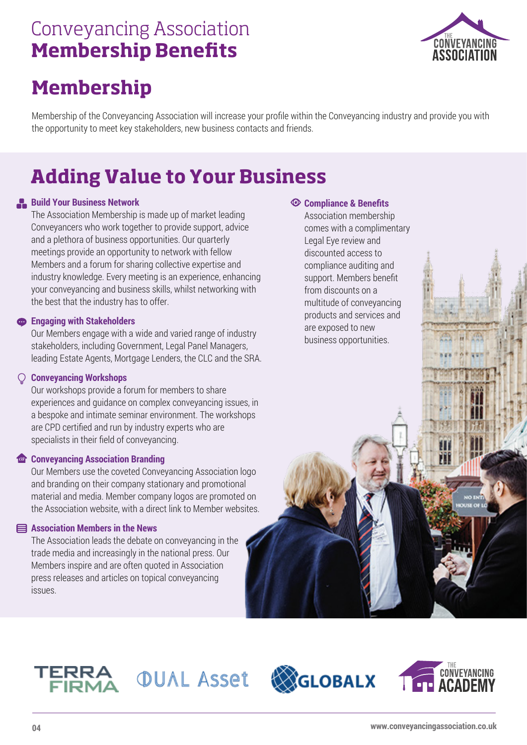# Conveyancing Association **Membership Benefits**

## Membership

Membership of the Conveyancing Association will increase your profile within the Conveyancing industry and provide you with the opportunity to meet key stakeholders, new business contacts and friends.

## Adding Value to Your Business

### Build Your Business Network

The Association Membership is made up of market leading Conveyancers who work together to provide support, advice and a plethora of business opportunities. Our quarterly meetings provide an opportunity to network with fellow Members and a forum for sharing collective expertise and industry knowledge. Every meeting is an experience, enhancing your conveyancing and business skills, whilst networking with the best that the industry has to offer.

### Engaging with Stakeholders

Our Members engage with a wide and varied range of industry stakeholders, including Government, Legal Panel Managers, leading Estate Agents, Mortgage Lenders, the CLC and the SRA.

### Conveyancing Workshops

Our workshops provide a forum for members to share experiences and guidance on complex conveyancing issues, in a bespoke and intimate seminar environment. The workshops are CPD certified and run by industry experts who are specialists in their field of conveyancing.

### Conveyancing Association Branding

Our Members use the coveted Conveyancing Association logo and branding on their company stationary and promotional material and media. Member company logos are promoted on the Association website, with a direct link to Member websites.

### Association Members in the News

The Association leads the debate on conveyancing in the trade media and increasingly in the national press. Our Members inspire and are often quoted in Association press releases and articles on topical conveyancing issues.

### Compliance & Benefits

Association membership comes with a complimentary Legal Eye review and discounted access to compliance auditing and support. Members benefit from discounts on a multitude of conveyancing products and services and are exposed to new business opportunities.

TERRA FIRMA | DUAL Asset | GLOBALX | THE CONVEYANCING ACADEMY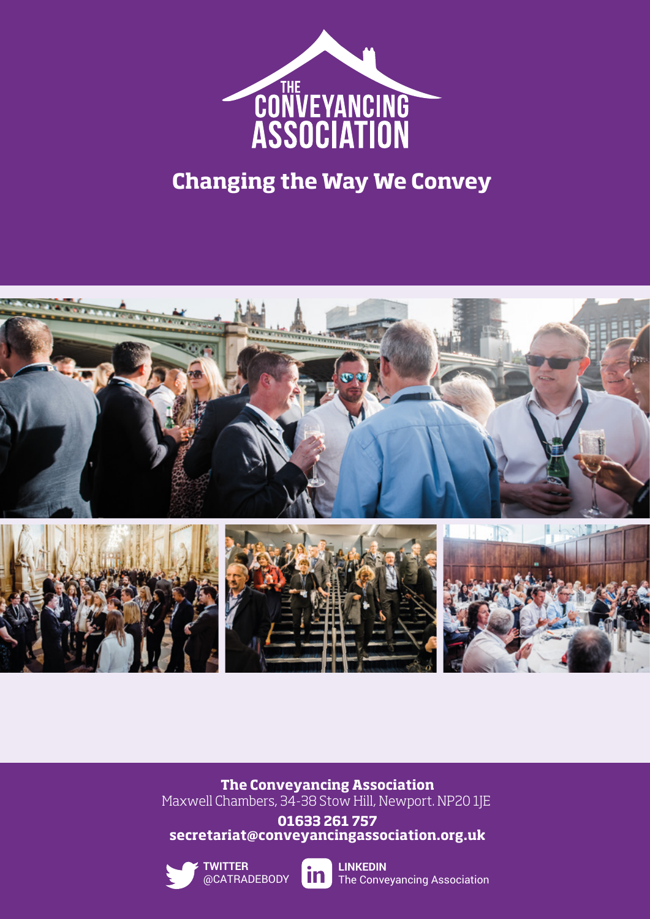THE CONVEYANCING ASSOCIATION

# Changing the Way We Convey

**The Conveyancing Association**
Maxwell Chambers, 34-38 Stow Hill, Newport. NP20 1JE

**01633 261 757**
**secretariat@conveyancingassociation.org.uk**

TWITTER
@CATRADEBODY

LINKEDIN
The Conveyancing Association